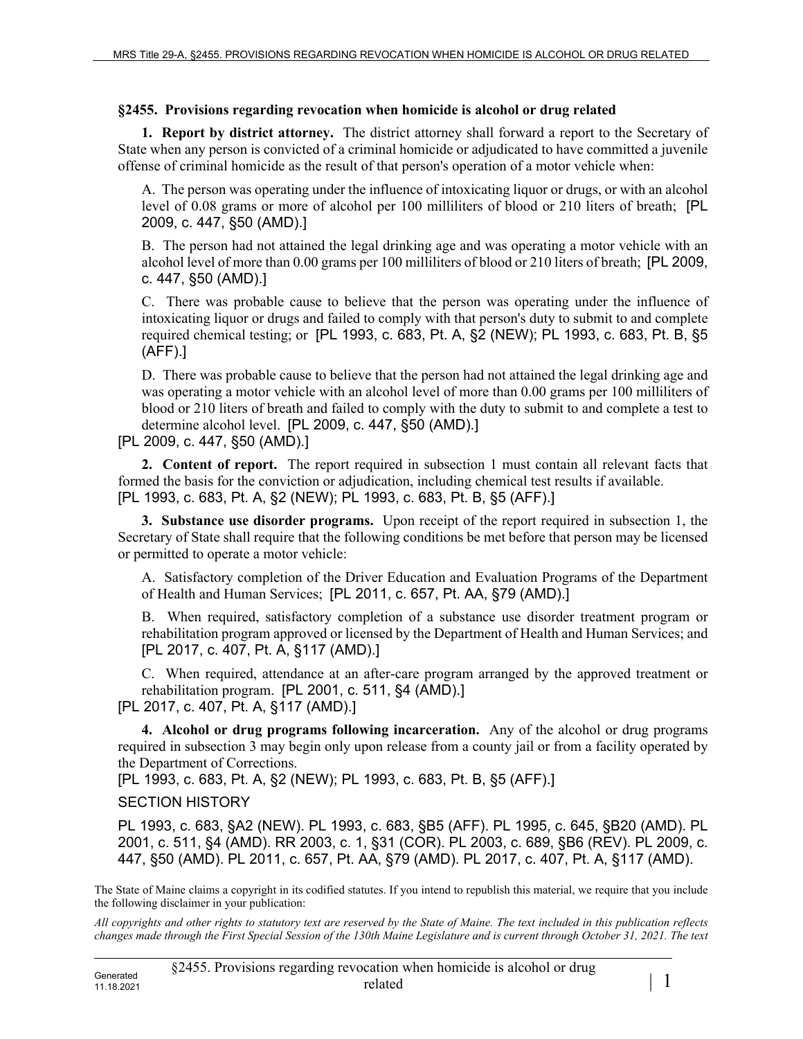### §2455. Provisions regarding revocation when homicide is alcohol or drug related

**1. Report by district attorney.** The district attorney shall forward a report to the Secretary of State when any person is convicted of a criminal homicide or adjudicated to have committed a juvenile offense of criminal homicide as the result of that person's operation of a motor vehicle when:

A. The person was operating under the influence of intoxicating liquor or drugs, or with an alcohol level of 0.08 grams or more of alcohol per 100 milliliters of blood or 210 liters of breath; [PL 2009, c. 447, §50 (AMD).]

B. The person had not attained the legal drinking age and was operating a motor vehicle with an alcohol level of more than 0.00 grams per 100 milliliters of blood or 210 liters of breath; [PL 2009, c. 447, §50 (AMD).]

C. There was probable cause to believe that the person was operating under the influence of intoxicating liquor or drugs and failed to comply with that person's duty to submit to and complete required chemical testing; or [PL 1993, c. 683, Pt. A, §2 (NEW); PL 1993, c. 683, Pt. B, §5 (AFF).]

D. There was probable cause to believe that the person had not attained the legal drinking age and was operating a motor vehicle with an alcohol level of more than 0.00 grams per 100 milliliters of blood or 210 liters of breath and failed to comply with the duty to submit to and complete a test to determine alcohol level. [PL 2009, c. 447, §50 (AMD).]

[PL 2009, c. 447, §50 (AMD).]

**2. Content of report.** The report required in subsection 1 must contain all relevant facts that formed the basis for the conviction or adjudication, including chemical test results if available.

[PL 1993, c. 683, Pt. A, §2 (NEW); PL 1993, c. 683, Pt. B, §5 (AFF).]

**3. Substance use disorder programs.** Upon receipt of the report required in subsection 1, the Secretary of State shall require that the following conditions be met before that person may be licensed or permitted to operate a motor vehicle:

A. Satisfactory completion of the Driver Education and Evaluation Programs of the Department of Health and Human Services; [PL 2011, c. 657, Pt. AA, §79 (AMD).]

B. When required, satisfactory completion of a substance use disorder treatment program or rehabilitation program approved or licensed by the Department of Health and Human Services; and [PL 2017, c. 407, Pt. A, §117 (AMD).]

C. When required, attendance at an after-care program arranged by the approved treatment or rehabilitation program. [PL 2001, c. 511, §4 (AMD).]

[PL 2017, c. 407, Pt. A, §117 (AMD).]

**4. Alcohol or drug programs following incarceration.** Any of the alcohol or drug programs required in subsection 3 may begin only upon release from a county jail or from a facility operated by the Department of Corrections.

[PL 1993, c. 683, Pt. A, §2 (NEW); PL 1993, c. 683, Pt. B, §5 (AFF).]

SECTION HISTORY

PL 1993, c. 683, §A2 (NEW). PL 1993, c. 683, §B5 (AFF). PL 1995, c. 645, §B20 (AMD). PL 2001, c. 511, §4 (AMD). RR 2003, c. 1, §31 (COR). PL 2003, c. 689, §B6 (REV). PL 2009, c. 447, §50 (AMD). PL 2011, c. 657, Pt. AA, §79 (AMD). PL 2017, c. 407, Pt. A, §117 (AMD).

The State of Maine claims a copyright in its codified statutes. If you intend to republish this material, we require that you include the following disclaimer in your publication:

*All copyrights and other rights to statutory text are reserved by the State of Maine. The text included in this publication reflects changes made through the First Special Session of the 130th Maine Legislature and is current through October 31, 2021. The text*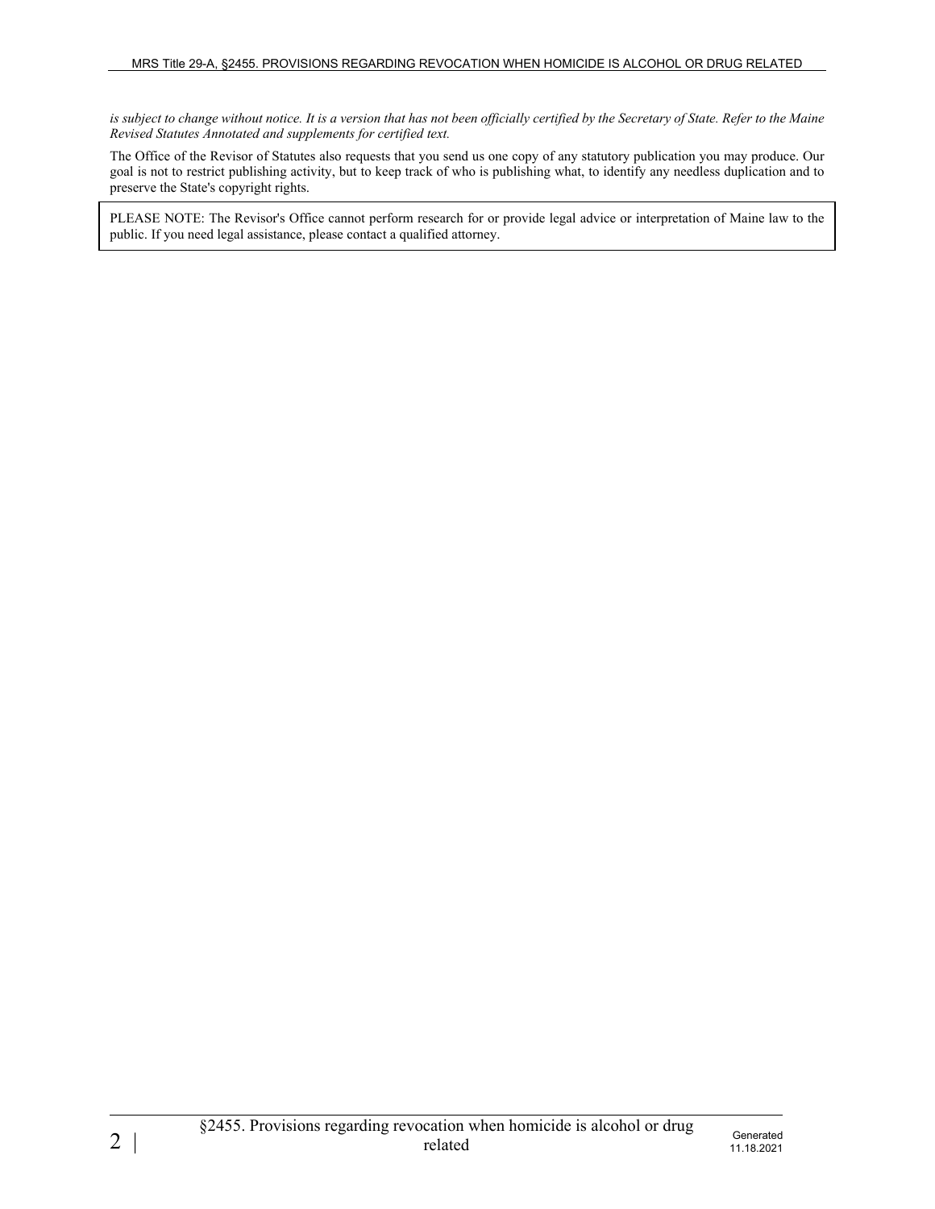*is subject to change without notice. It is a version that has not been officially certified by the Secretary of State. Refer to the Maine Revised Statutes Annotated and supplements for certified text.*

The Office of the Revisor of Statutes also requests that you send us one copy of any statutory publication you may produce. Our goal is not to restrict publishing activity, but to keep track of who is publishing what, to identify any needless duplication and to preserve the State's copyright rights.

PLEASE NOTE: The Revisor's Office cannot perform research for or provide legal advice or interpretation of Maine law to the public. If you need legal assistance, please contact a qualified attorney.